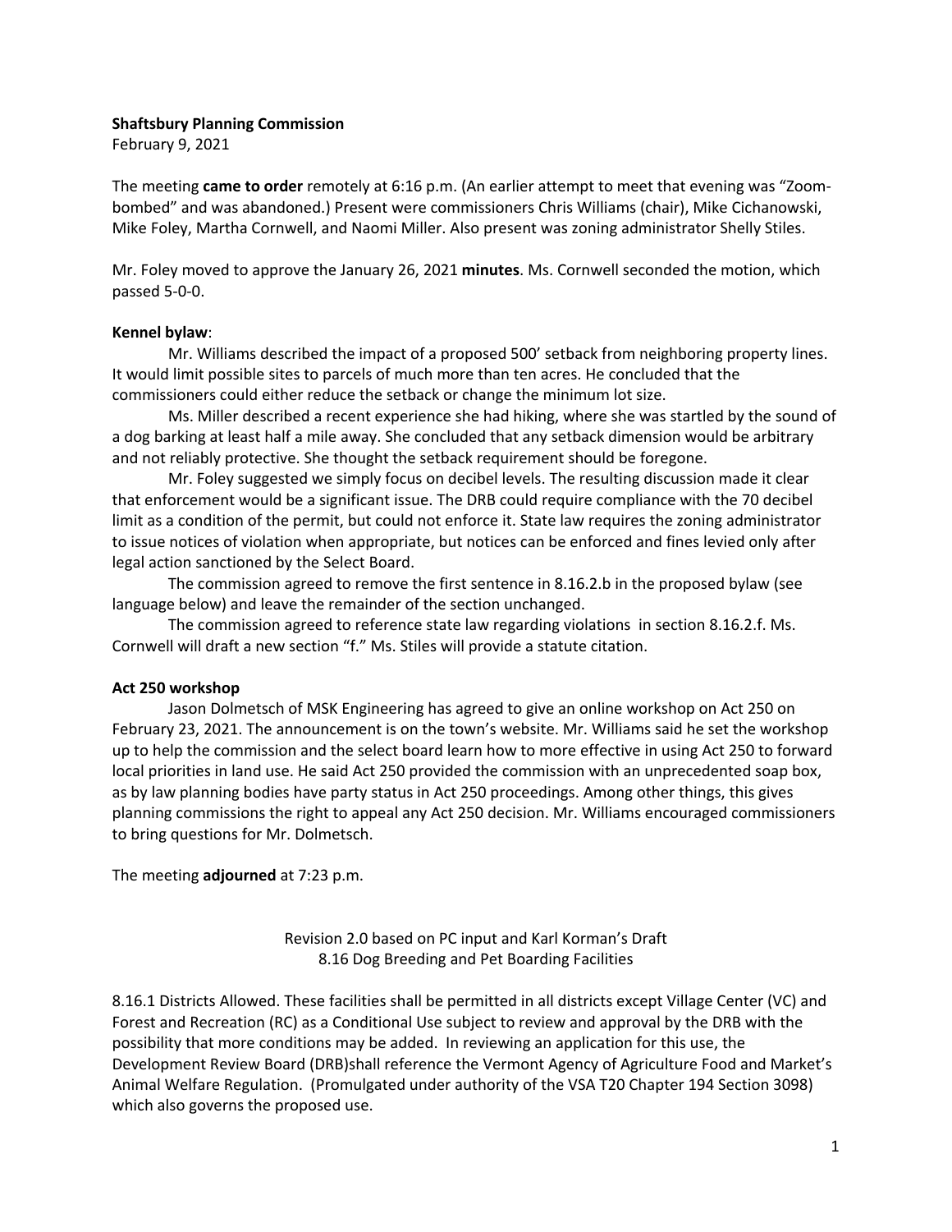**Shaftsbury Planning Commission**

February 9, 2021

The meeting **came to order** remotely at 6:16 p.m. (An earlier attempt to meet that evening was "Zoom-bombed" and was abandoned.) Present were commissioners Chris Williams (chair), Mike Cichanowski, Mike Foley, Martha Cornwell, and Naomi Miller. Also present was zoning administrator Shelly Stiles.

Mr. Foley moved to approve the January 26, 2021 **minutes**. Ms. Cornwell seconded the motion, which passed 5-0-0.

**Kennel bylaw**:

Mr. Williams described the impact of a proposed 500' setback from neighboring property lines. It would limit possible sites to parcels of much more than ten acres. He concluded that the commissioners could either reduce the setback or change the minimum lot size.

Ms. Miller described a recent experience she had hiking, where she was startled by the sound of a dog barking at least half a mile away. She concluded that any setback dimension would be arbitrary and not reliably protective. She thought the setback requirement should be foregone.

Mr. Foley suggested we simply focus on decibel levels. The resulting discussion made it clear that enforcement would be a significant issue. The DRB could require compliance with the 70 decibel limit as a condition of the permit, but could not enforce it. State law requires the zoning administrator to issue notices of violation when appropriate, but notices can be enforced and fines levied only after legal action sanctioned by the Select Board.

The commission agreed to remove the first sentence in 8.16.2.b in the proposed bylaw (see language below) and leave the remainder of the section unchanged.

The commission agreed to reference state law regarding violations in section 8.16.2.f. Ms. Cornwell will draft a new section "f." Ms. Stiles will provide a statute citation.

**Act 250 workshop**

Jason Dolmetsch of MSK Engineering has agreed to give an online workshop on Act 250 on February 23, 2021. The announcement is on the town's website. Mr. Williams said he set the workshop up to help the commission and the select board learn how to more effective in using Act 250 to forward local priorities in land use. He said Act 250 provided the commission with an unprecedented soap box, as by law planning bodies have party status in Act 250 proceedings. Among other things, this gives planning commissions the right to appeal any Act 250 decision. Mr. Williams encouraged commissioners to bring questions for Mr. Dolmetsch.

The meeting **adjourned** at 7:23 p.m.

Revision 2.0 based on PC input and Karl Korman's Draft
8.16 Dog Breeding and Pet Boarding Facilities

8.16.1 Districts Allowed. These facilities shall be permitted in all districts except Village Center (VC) and Forest and Recreation (RC) as a Conditional Use subject to review and approval by the DRB with the possibility that more conditions may be added. In reviewing an application for this use, the Development Review Board (DRB)shall reference the Vermont Agency of Agriculture Food and Market's Animal Welfare Regulation. (Promulgated under authority of the VSA T20 Chapter 194 Section 3098) which also governs the proposed use.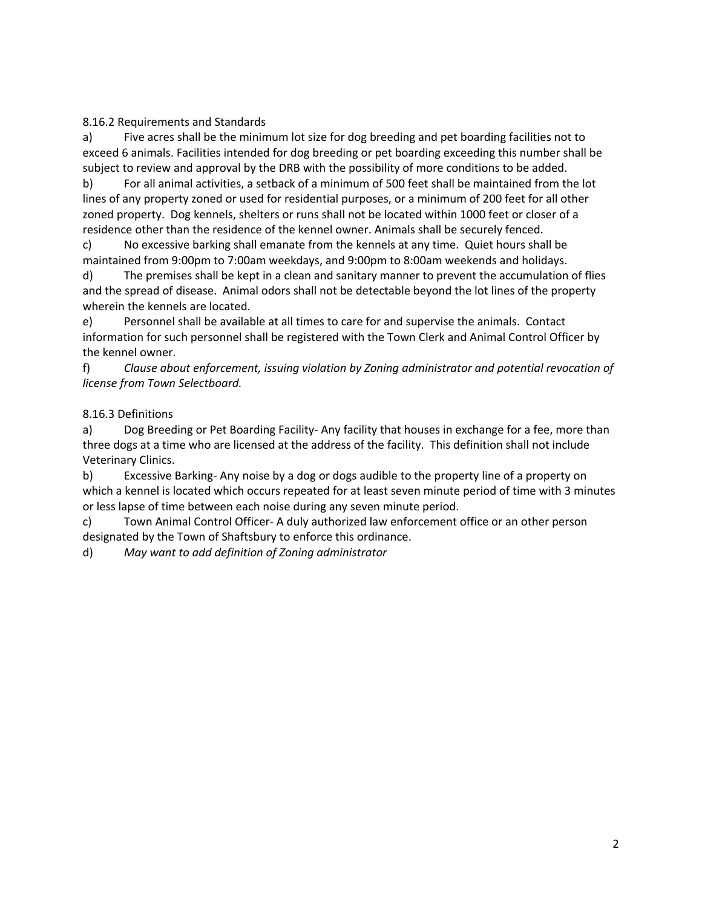8.16.2 Requirements and Standards

a) Five acres shall be the minimum lot size for dog breeding and pet boarding facilities not to exceed 6 animals. Facilities intended for dog breeding or pet boarding exceeding this number shall be subject to review and approval by the DRB with the possibility of more conditions to be added.

b) For all animal activities, a setback of a minimum of 500 feet shall be maintained from the lot lines of any property zoned or used for residential purposes, or a minimum of 200 feet for all other zoned property. Dog kennels, shelters or runs shall not be located within 1000 feet or closer of a residence other than the residence of the kennel owner. Animals shall be securely fenced.

c) No excessive barking shall emanate from the kennels at any time. Quiet hours shall be maintained from 9:00pm to 7:00am weekdays, and 9:00pm to 8:00am weekends and holidays.

d) The premises shall be kept in a clean and sanitary manner to prevent the accumulation of flies and the spread of disease. Animal odors shall not be detectable beyond the lot lines of the property wherein the kennels are located.

e) Personnel shall be available at all times to care for and supervise the animals. Contact information for such personnel shall be registered with the Town Clerk and Animal Control Officer by the kennel owner.

f) *Clause about enforcement, issuing violation by Zoning administrator and potential revocation of license from Town Selectboard.*

8.16.3 Definitions

a) Dog Breeding or Pet Boarding Facility- Any facility that houses in exchange for a fee, more than three dogs at a time who are licensed at the address of the facility. This definition shall not include Veterinary Clinics.

b) Excessive Barking- Any noise by a dog or dogs audible to the property line of a property on which a kennel is located which occurs repeated for at least seven minute period of time with 3 minutes or less lapse of time between each noise during any seven minute period.

c) Town Animal Control Officer- A duly authorized law enforcement office or an other person designated by the Town of Shaftsbury to enforce this ordinance.

d) *May want to add definition of Zoning administrator*